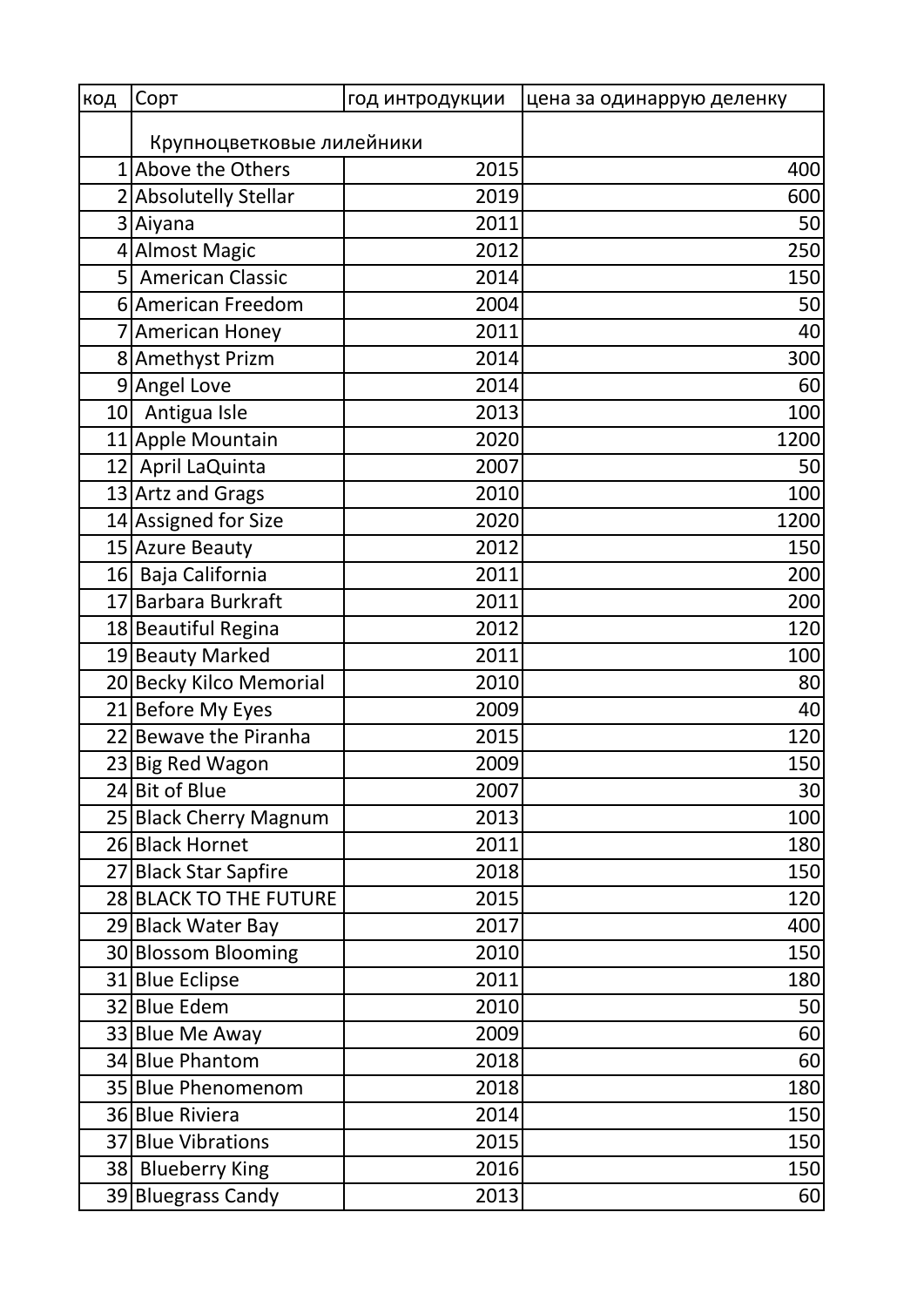| код | Сорт | год интродукции | цена за одинарную деленку |
|---|---|---|---|
| | Крупноцветковые лилейники | | |
| 1 | Above the Others | 2015 | 400 |
| 2 | Absolutelly Stellar | 2019 | 600 |
| 3 | Aiyana | 2011 | 50 |
| 4 | Almost Magic | 2012 | 250 |
| 5 | American Classic | 2014 | 150 |
| 6 | American Freedom | 2004 | 50 |
| 7 | American Honey | 2011 | 40 |
| 8 | Amethyst Prizm | 2014 | 300 |
| 9 | Angel Love | 2014 | 60 |
| 10 | Antigua Isle | 2013 | 100 |
| 11 | Apple Mountain | 2020 | 1200 |
| 12 | April LaQuinta | 2007 | 50 |
| 13 | Artz and Grags | 2010 | 100 |
| 14 | Assigned for Size | 2020 | 1200 |
| 15 | Azure Beauty | 2012 | 150 |
| 16 | Baja California | 2011 | 200 |
| 17 | Barbara Burkraft | 2011 | 200 |
| 18 | Beautiful Regina | 2012 | 120 |
| 19 | Beauty Marked | 2011 | 100 |
| 20 | Becky Kilco Memorial | 2010 | 80 |
| 21 | Before My Eyes | 2009 | 40 |
| 22 | Bewave the Piranha | 2015 | 120 |
| 23 | Big Red Wagon | 2009 | 150 |
| 24 | Bit of Blue | 2007 | 30 |
| 25 | Black Cherry Magnum | 2013 | 100 |
| 26 | Black Hornet | 2011 | 180 |
| 27 | Black Star Sapfire | 2018 | 150 |
| 28 | BLACK TO THE FUTURE | 2015 | 120 |
| 29 | Black Water Bay | 2017 | 400 |
| 30 | Blossom Blooming | 2010 | 150 |
| 31 | Blue Eclipse | 2011 | 180 |
| 32 | Blue Edem | 2010 | 50 |
| 33 | Blue Me Away | 2009 | 60 |
| 34 | Blue Phantom | 2018 | 60 |
| 35 | Blue Phenomenom | 2018 | 180 |
| 36 | Blue Riviera | 2014 | 150 |
| 37 | Blue Vibrations | 2015 | 150 |
| 38 | Blueberry King | 2016 | 150 |
| 39 | Bluegrass Candy | 2013 | 60 |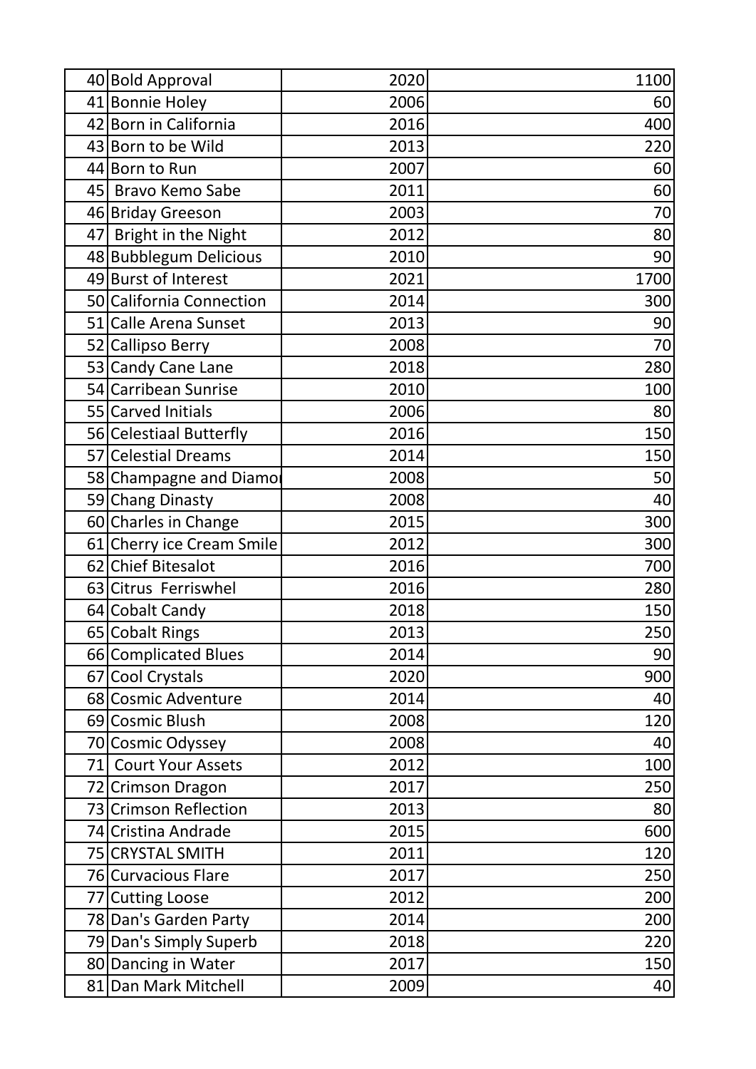| | | | |
|---|---|---|---|
| 40 | Bold Approval | 2020 | 1100 |
| 41 | Bonnie Holey | 2006 | 60 |
| 42 | Born in California | 2016 | 400 |
| 43 | Born to be Wild | 2013 | 220 |
| 44 | Born to Run | 2007 | 60 |
| 45 | Bravo Kemo Sabe | 2011 | 60 |
| 46 | Briday Greeson | 2003 | 70 |
| 47 | Bright in the Night | 2012 | 80 |
| 48 | Bubblegum Delicious | 2010 | 90 |
| 49 | Burst of Interest | 2021 | 1700 |
| 50 | California Connection | 2014 | 300 |
| 51 | Calle Arena Sunset | 2013 | 90 |
| 52 | Callipso Berry | 2008 | 70 |
| 53 | Candy Cane Lane | 2018 | 280 |
| 54 | Carribean Sunrise | 2010 | 100 |
| 55 | Carved Initials | 2006 | 80 |
| 56 | Celestiaal Butterfly | 2016 | 150 |
| 57 | Celestial Dreams | 2014 | 150 |
| 58 | Champagne and Diamo | 2008 | 50 |
| 59 | Chang Dinasty | 2008 | 40 |
| 60 | Charles in Change | 2015 | 300 |
| 61 | Cherry ice Cream Smile | 2012 | 300 |
| 62 | Chief Bitesalot | 2016 | 700 |
| 63 | Citrus Ferriswhel | 2016 | 280 |
| 64 | Cobalt Candy | 2018 | 150 |
| 65 | Cobalt Rings | 2013 | 250 |
| 66 | Complicated Blues | 2014 | 90 |
| 67 | Cool Crystals | 2020 | 900 |
| 68 | Cosmic Adventure | 2014 | 40 |
| 69 | Cosmic Blush | 2008 | 120 |
| 70 | Cosmic Odyssey | 2008 | 40 |
| 71 | Court Your Assets | 2012 | 100 |
| 72 | Crimson Dragon | 2017 | 250 |
| 73 | Crimson Reflection | 2013 | 80 |
| 74 | Cristina Andrade | 2015 | 600 |
| 75 | CRYSTAL SMITH | 2011 | 120 |
| 76 | Curvacious Flare | 2017 | 250 |
| 77 | Cutting Loose | 2012 | 200 |
| 78 | Dan's Garden Party | 2014 | 200 |
| 79 | Dan's Simply Superb | 2018 | 220 |
| 80 | Dancing in Water | 2017 | 150 |
| 81 | Dan Mark Mitchell | 2009 | 40 |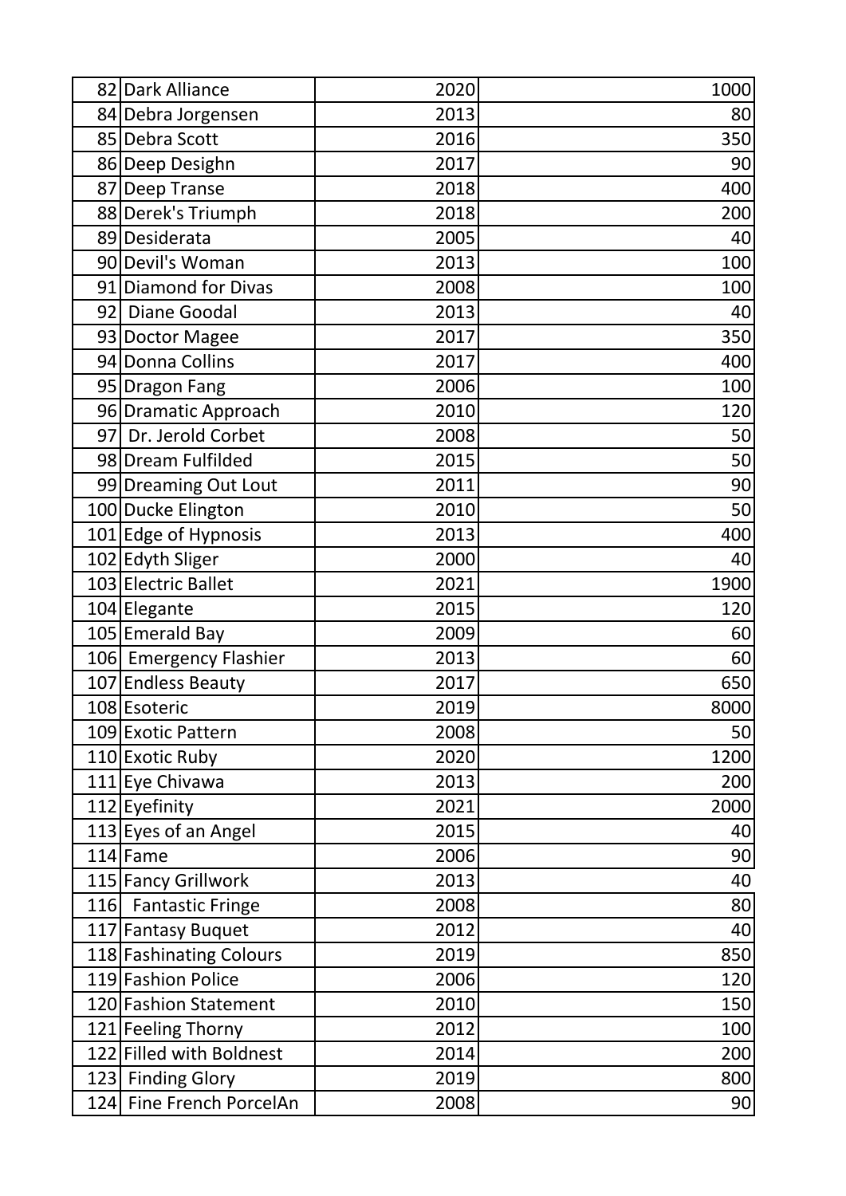| 82 | Dark Alliance | 2020 | 1000 |
|---|---|---|---|
| 84 | Debra Jorgensen | 2013 | 80 |
| 85 | Debra Scott | 2016 | 350 |
| 86 | Deep Desighn | 2017 | 90 |
| 87 | Deep Transe | 2018 | 400 |
| 88 | Derek's Triumph | 2018 | 200 |
| 89 | Desiderata | 2005 | 40 |
| 90 | Devil's Woman | 2013 | 100 |
| 91 | Diamond for Divas | 2008 | 100 |
| 92 | Diane Goodal | 2013 | 40 |
| 93 | Doctor Magee | 2017 | 350 |
| 94 | Donna Collins | 2017 | 400 |
| 95 | Dragon Fang | 2006 | 100 |
| 96 | Dramatic Approach | 2010 | 120 |
| 97 | Dr. Jerold Corbet | 2008 | 50 |
| 98 | Dream Fulfilded | 2015 | 50 |
| 99 | Dreaming Out Lout | 2011 | 90 |
| 100 | Ducke Elington | 2010 | 50 |
| 101 | Edge of Hypnosis | 2013 | 400 |
| 102 | Edyth Sliger | 2000 | 40 |
| 103 | Electric Ballet | 2021 | 1900 |
| 104 | Elegante | 2015 | 120 |
| 105 | Emerald Bay | 2009 | 60 |
| 106 | Emergency Flashier | 2013 | 60 |
| 107 | Endless Beauty | 2017 | 650 |
| 108 | Esoteric | 2019 | 8000 |
| 109 | Exotic Pattern | 2008 | 50 |
| 110 | Exotic Ruby | 2020 | 1200 |
| 111 | Eye Chivawa | 2013 | 200 |
| 112 | Eyefinity | 2021 | 2000 |
| 113 | Eyes of an Angel | 2015 | 40 |
| 114 | Fame | 2006 | 90 |
| 115 | Fancy Grillwork | 2013 | 40 |
| 116 | Fantastic Fringe | 2008 | 80 |
| 117 | Fantasy Buquet | 2012 | 40 |
| 118 | Fashinating Colours | 2019 | 850 |
| 119 | Fashion Police | 2006 | 120 |
| 120 | Fashion Statement | 2010 | 150 |
| 121 | Feeling Thorny | 2012 | 100 |
| 122 | Filled with Boldnest | 2014 | 200 |
| 123 | Finding Glory | 2019 | 800 |
| 124 | Fine French PorcelAn | 2008 | 90 |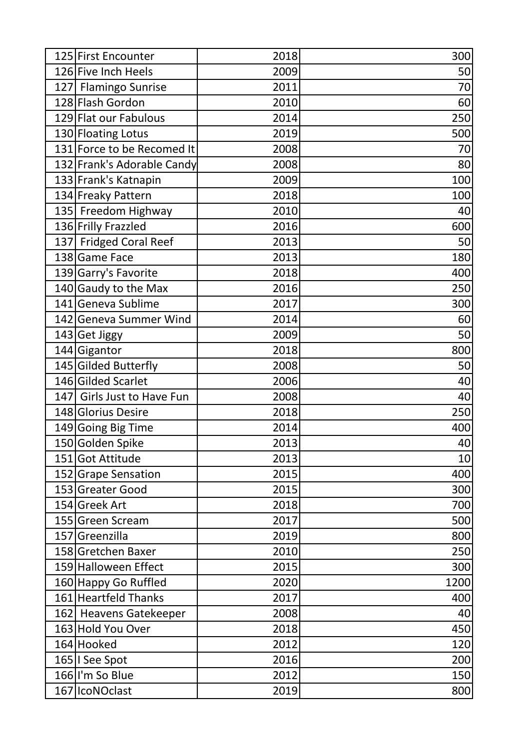| | | | |
|---|---|---|---|
| 125 | First Encounter | 2018 | 300 |
| 126 | Five Inch Heels | 2009 | 50 |
| 127 | Flamingo Sunrise | 2011 | 70 |
| 128 | Flash Gordon | 2010 | 60 |
| 129 | Flat our Fabulous | 2014 | 250 |
| 130 | Floating Lotus | 2019 | 500 |
| 131 | Force to be Recomed It | 2008 | 70 |
| 132 | Frank's Adorable Candy | 2008 | 80 |
| 133 | Frank's Katnapin | 2009 | 100 |
| 134 | Freaky Pattern | 2018 | 100 |
| 135 | Freedom Highway | 2010 | 40 |
| 136 | Frilly Frazzled | 2016 | 600 |
| 137 | Fridged Coral Reef | 2013 | 50 |
| 138 | Game Face | 2013 | 180 |
| 139 | Garry's Favorite | 2018 | 400 |
| 140 | Gaudy to the Max | 2016 | 250 |
| 141 | Geneva Sublime | 2017 | 300 |
| 142 | Geneva Summer Wind | 2014 | 60 |
| 143 | Get Jiggy | 2009 | 50 |
| 144 | Gigantor | 2018 | 800 |
| 145 | Gilded Butterfly | 2008 | 50 |
| 146 | Gilded Scarlet | 2006 | 40 |
| 147 | Girls Just to Have Fun | 2008 | 40 |
| 148 | Glorius Desire | 2018 | 250 |
| 149 | Going Big Time | 2014 | 400 |
| 150 | Golden Spike | 2013 | 40 |
| 151 | Got Attitude | 2013 | 10 |
| 152 | Grape Sensation | 2015 | 400 |
| 153 | Greater Good | 2015 | 300 |
| 154 | Greek Art | 2018 | 700 |
| 155 | Green Scream | 2017 | 500 |
| 157 | Greenzilla | 2019 | 800 |
| 158 | Gretchen Baxer | 2010 | 250 |
| 159 | Halloween Effect | 2015 | 300 |
| 160 | Happy Go Ruffled | 2020 | 1200 |
| 161 | Heartfeld Thanks | 2017 | 400 |
| 162 | Heavens Gatekeeper | 2008 | 40 |
| 163 | Hold You Over | 2018 | 450 |
| 164 | Hooked | 2012 | 120 |
| 165 | I See Spot | 2016 | 200 |
| 166 | I'm So Blue | 2012 | 150 |
| 167 | IcoNOclast | 2019 | 800 |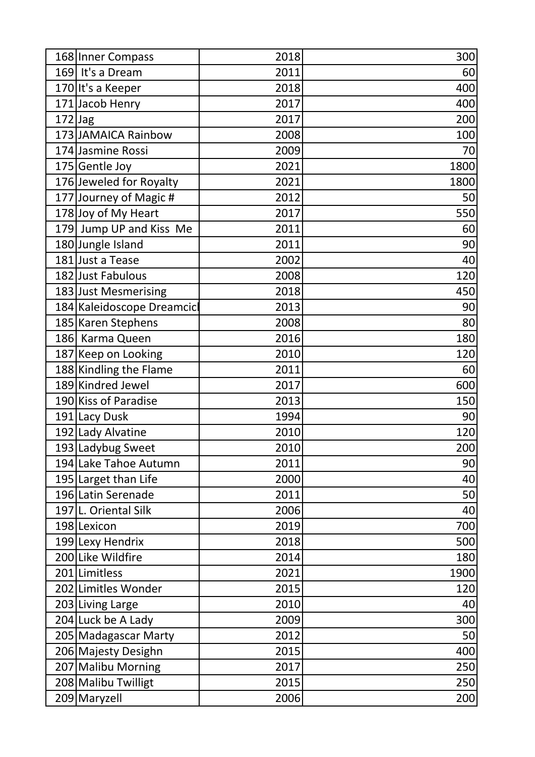| | | | |
|---|---|---|---|
| 168 | Inner Compass | 2018 | 300 |
| 169 | It's a Dream | 2011 | 60 |
| 170 | It's a Keeper | 2018 | 400 |
| 171 | Jacob Henry | 2017 | 400 |
| 172 | Jag | 2017 | 200 |
| 173 | JAMAICA Rainbow | 2008 | 100 |
| 174 | Jasmine Rossi | 2009 | 70 |
| 175 | Gentle Joy | 2021 | 1800 |
| 176 | Jeweled for Royalty | 2021 | 1800 |
| 177 | Journey of Magic # | 2012 | 50 |
| 178 | Joy of My Heart | 2017 | 550 |
| 179 | Jump UP and Kiss Me | 2011 | 60 |
| 180 | Jungle Island | 2011 | 90 |
| 181 | Just a Tease | 2002 | 40 |
| 182 | Just Fabulous | 2008 | 120 |
| 183 | Just Mesmerising | 2018 | 450 |
| 184 | Kaleidoscope Dreamcicl | 2013 | 90 |
| 185 | Karen Stephens | 2008 | 80 |
| 186 | Karma Queen | 2016 | 180 |
| 187 | Keep on Looking | 2010 | 120 |
| 188 | Kindling the Flame | 2011 | 60 |
| 189 | Kindred Jewel | 2017 | 600 |
| 190 | Kiss of Paradise | 2013 | 150 |
| 191 | Lacy Dusk | 1994 | 90 |
| 192 | Lady Alvatine | 2010 | 120 |
| 193 | Ladybug Sweet | 2010 | 200 |
| 194 | Lake Tahoe Autumn | 2011 | 90 |
| 195 | Larget than Life | 2000 | 40 |
| 196 | Latin Serenade | 2011 | 50 |
| 197 | L. Oriental Silk | 2006 | 40 |
| 198 | Lexicon | 2019 | 700 |
| 199 | Lexy Hendrix | 2018 | 500 |
| 200 | Like Wildfire | 2014 | 180 |
| 201 | Limitless | 2021 | 1900 |
| 202 | Limitles Wonder | 2015 | 120 |
| 203 | Living Large | 2010 | 40 |
| 204 | Luck be A Lady | 2009 | 300 |
| 205 | Madagascar Marty | 2012 | 50 |
| 206 | Majesty Desighn | 2015 | 400 |
| 207 | Malibu Morning | 2017 | 250 |
| 208 | Malibu Twilligt | 2015 | 250 |
| 209 | Maryzell | 2006 | 200 |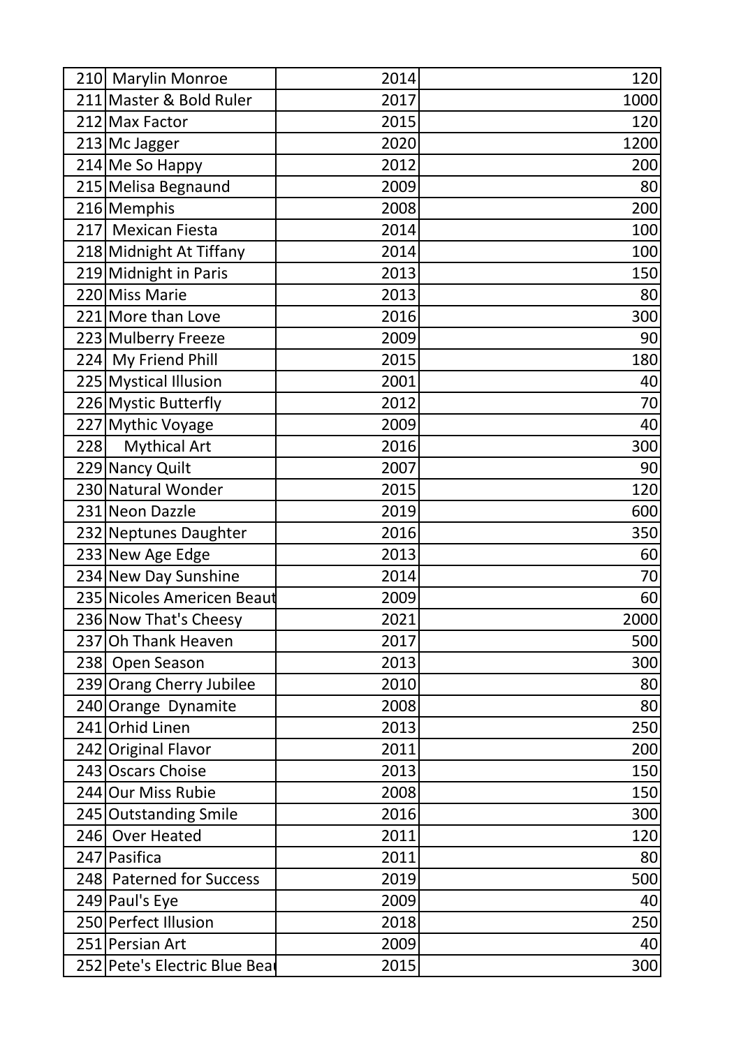| | | | |
|---|---|---|---|
| 210 | Marylin Monroe | 2014 | 120 |
| 211 | Master & Bold Ruler | 2017 | 1000 |
| 212 | Max Factor | 2015 | 120 |
| 213 | Mc Jagger | 2020 | 1200 |
| 214 | Me So Happy | 2012 | 200 |
| 215 | Melisa Begnaund | 2009 | 80 |
| 216 | Memphis | 2008 | 200 |
| 217 | Mexican Fiesta | 2014 | 100 |
| 218 | Midnight At Tiffany | 2014 | 100 |
| 219 | Midnight in Paris | 2013 | 150 |
| 220 | Miss Marie | 2013 | 80 |
| 221 | More than Love | 2016 | 300 |
| 223 | Mulberry Freeze | 2009 | 90 |
| 224 | My Friend Phill | 2015 | 180 |
| 225 | Mystical Illusion | 2001 | 40 |
| 226 | Mystic Butterfly | 2012 | 70 |
| 227 | Mythic Voyage | 2009 | 40 |
| 228 | Mythical Art | 2016 | 300 |
| 229 | Nancy Quilt | 2007 | 90 |
| 230 | Natural Wonder | 2015 | 120 |
| 231 | Neon Dazzle | 2019 | 600 |
| 232 | Neptunes Daughter | 2016 | 350 |
| 233 | New Age Edge | 2013 | 60 |
| 234 | New Day Sunshine | 2014 | 70 |
| 235 | Nicoles Americen Beaut | 2009 | 60 |
| 236 | Now That's Cheesy | 2021 | 2000 |
| 237 | Oh Thank Heaven | 2017 | 500 |
| 238 | Open Season | 2013 | 300 |
| 239 | Orang Cherry Jubilee | 2010 | 80 |
| 240 | Orange Dynamite | 2008 | 80 |
| 241 | Orhid Linen | 2013 | 250 |
| 242 | Original Flavor | 2011 | 200 |
| 243 | Oscars Choise | 2013 | 150 |
| 244 | Our Miss Rubie | 2008 | 150 |
| 245 | Outstanding Smile | 2016 | 300 |
| 246 | Over Heated | 2011 | 120 |
| 247 | Pasifica | 2011 | 80 |
| 248 | Paterned for Success | 2019 | 500 |
| 249 | Paul's Eye | 2009 | 40 |
| 250 | Perfect Illusion | 2018 | 250 |
| 251 | Persian Art | 2009 | 40 |
| 252 | Pete's Electric Blue Bea | 2015 | 300 |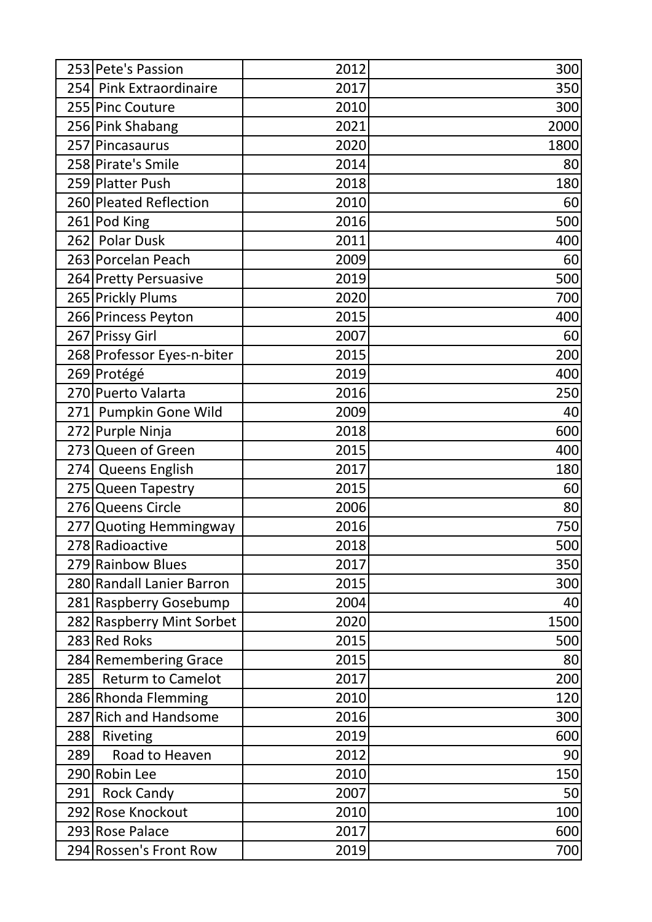| 253 | Pete's Passion | 2012 | 300 |
|---|---|---|---|
| 254 | Pink Extraordinaire | 2017 | 350 |
| 255 | Pinc Couture | 2010 | 300 |
| 256 | Pink Shabang | 2021 | 2000 |
| 257 | Pincasaurus | 2020 | 1800 |
| 258 | Pirate's Smile | 2014 | 80 |
| 259 | Platter Push | 2018 | 180 |
| 260 | Pleated Reflection | 2010 | 60 |
| 261 | Pod King | 2016 | 500 |
| 262 | Polar Dusk | 2011 | 400 |
| 263 | Porcelan Peach | 2009 | 60 |
| 264 | Pretty Persuasive | 2019 | 500 |
| 265 | Prickly Plums | 2020 | 700 |
| 266 | Princess Peyton | 2015 | 400 |
| 267 | Prissy Girl | 2007 | 60 |
| 268 | Professor Eyes-n-biter | 2015 | 200 |
| 269 | Protégé | 2019 | 400 |
| 270 | Puerto Valarta | 2016 | 250 |
| 271 | Pumpkin Gone Wild | 2009 | 40 |
| 272 | Purple Ninja | 2018 | 600 |
| 273 | Queen of Green | 2015 | 400 |
| 274 | Queens English | 2017 | 180 |
| 275 | Queen Tapestry | 2015 | 60 |
| 276 | Queens Circle | 2006 | 80 |
| 277 | Quoting Hemmingway | 2016 | 750 |
| 278 | Radioactive | 2018 | 500 |
| 279 | Rainbow Blues | 2017 | 350 |
| 280 | Randall Lanier Barron | 2015 | 300 |
| 281 | Raspberry Gosebump | 2004 | 40 |
| 282 | Raspberry Mint Sorbet | 2020 | 1500 |
| 283 | Red Roks | 2015 | 500 |
| 284 | Remembering Grace | 2015 | 80 |
| 285 | Returm to Camelot | 2017 | 200 |
| 286 | Rhonda Flemming | 2010 | 120 |
| 287 | Rich and Handsome | 2016 | 300 |
| 288 | Riveting | 2019 | 600 |
| 289 | Road to Heaven | 2012 | 90 |
| 290 | Robin Lee | 2010 | 150 |
| 291 | Rock Candy | 2007 | 50 |
| 292 | Rose Knockout | 2010 | 100 |
| 293 | Rose Palace | 2017 | 600 |
| 294 | Rossen's Front Row | 2019 | 700 |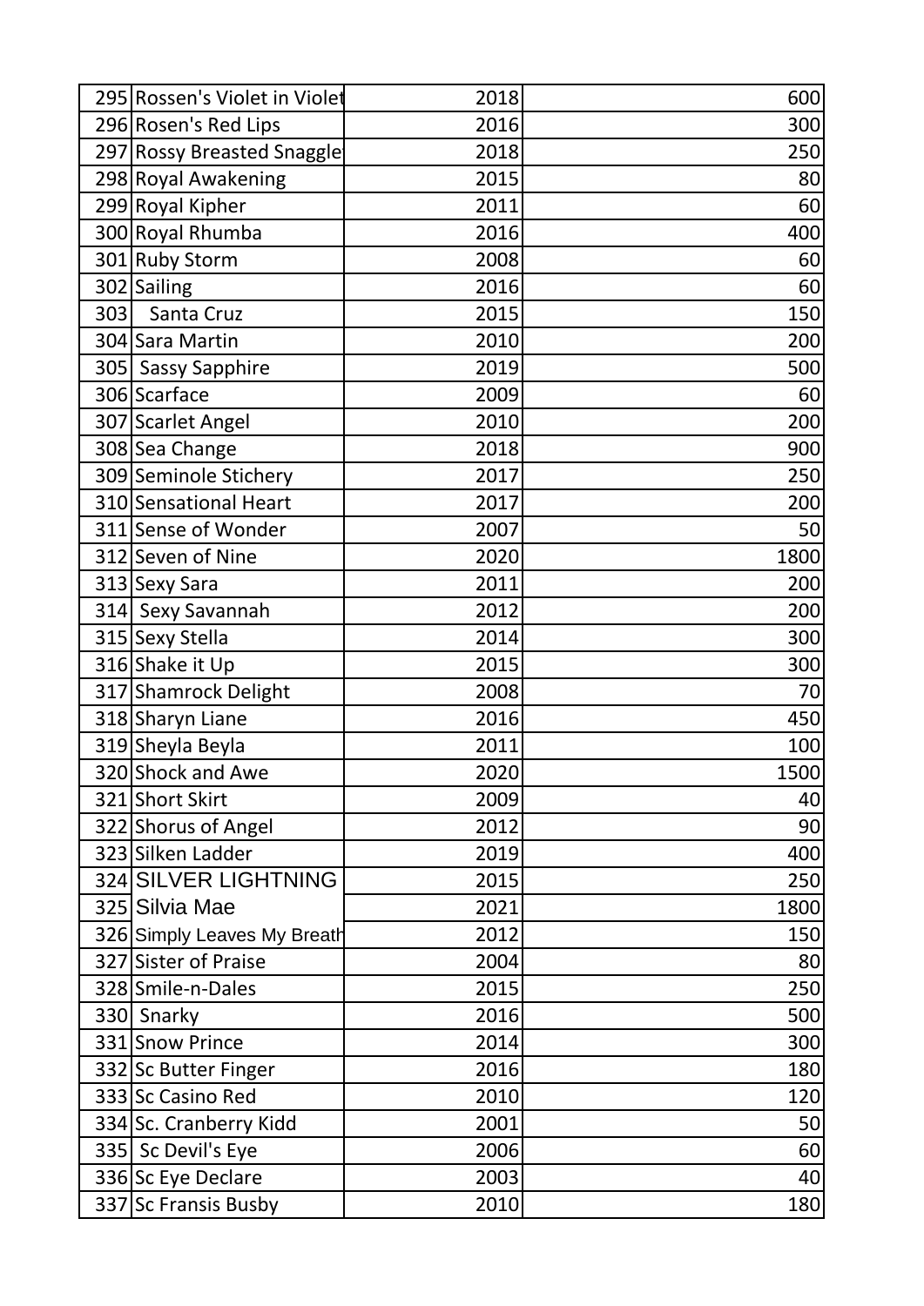| | | | |
|---|---|---|---|
| 295 | Rossen's Violet in Violet | 2018 | 600 |
| 296 | Rosen's Red Lips | 2016 | 300 |
| 297 | Rossy Breasted Snaggle | 2018 | 250 |
| 298 | Royal Awakening | 2015 | 80 |
| 299 | Royal Kipher | 2011 | 60 |
| 300 | Royal Rhumba | 2016 | 400 |
| 301 | Ruby Storm | 2008 | 60 |
| 302 | Sailing | 2016 | 60 |
| 303 | Santa Cruz | 2015 | 150 |
| 304 | Sara Martin | 2010 | 200 |
| 305 | Sassy Sapphire | 2019 | 500 |
| 306 | Scarface | 2009 | 60 |
| 307 | Scarlet Angel | 2010 | 200 |
| 308 | Sea Change | 2018 | 900 |
| 309 | Seminole Stichery | 2017 | 250 |
| 310 | Sensational Heart | 2017 | 200 |
| 311 | Sense of Wonder | 2007 | 50 |
| 312 | Seven of Nine | 2020 | 1800 |
| 313 | Sexy Sara | 2011 | 200 |
| 314 | Sexy Savannah | 2012 | 200 |
| 315 | Sexy Stella | 2014 | 300 |
| 316 | Shake it Up | 2015 | 300 |
| 317 | Shamrock Delight | 2008 | 70 |
| 318 | Sharyn Liane | 2016 | 450 |
| 319 | Sheyla Beyla | 2011 | 100 |
| 320 | Shock and Awe | 2020 | 1500 |
| 321 | Short Skirt | 2009 | 40 |
| 322 | Shorus of Angel | 2012 | 90 |
| 323 | Silken Ladder | 2019 | 400 |
| 324 | SILVER LIGHTNING | 2015 | 250 |
| 325 | Silvia Mae | 2021 | 1800 |
| 326 | Simply Leaves My Breath | 2012 | 150 |
| 327 | Sister of Praise | 2004 | 80 |
| 328 | Smile-n-Dales | 2015 | 250 |
| 330 | Snarky | 2016 | 500 |
| 331 | Snow Prince | 2014 | 300 |
| 332 | Sc Butter Finger | 2016 | 180 |
| 333 | Sc Casino Red | 2010 | 120 |
| 334 | Sc. Cranberry Kidd | 2001 | 50 |
| 335 | Sc Devil's Eye | 2006 | 60 |
| 336 | Sc Eye Declare | 2003 | 40 |
| 337 | Sc Fransis Busby | 2010 | 180 |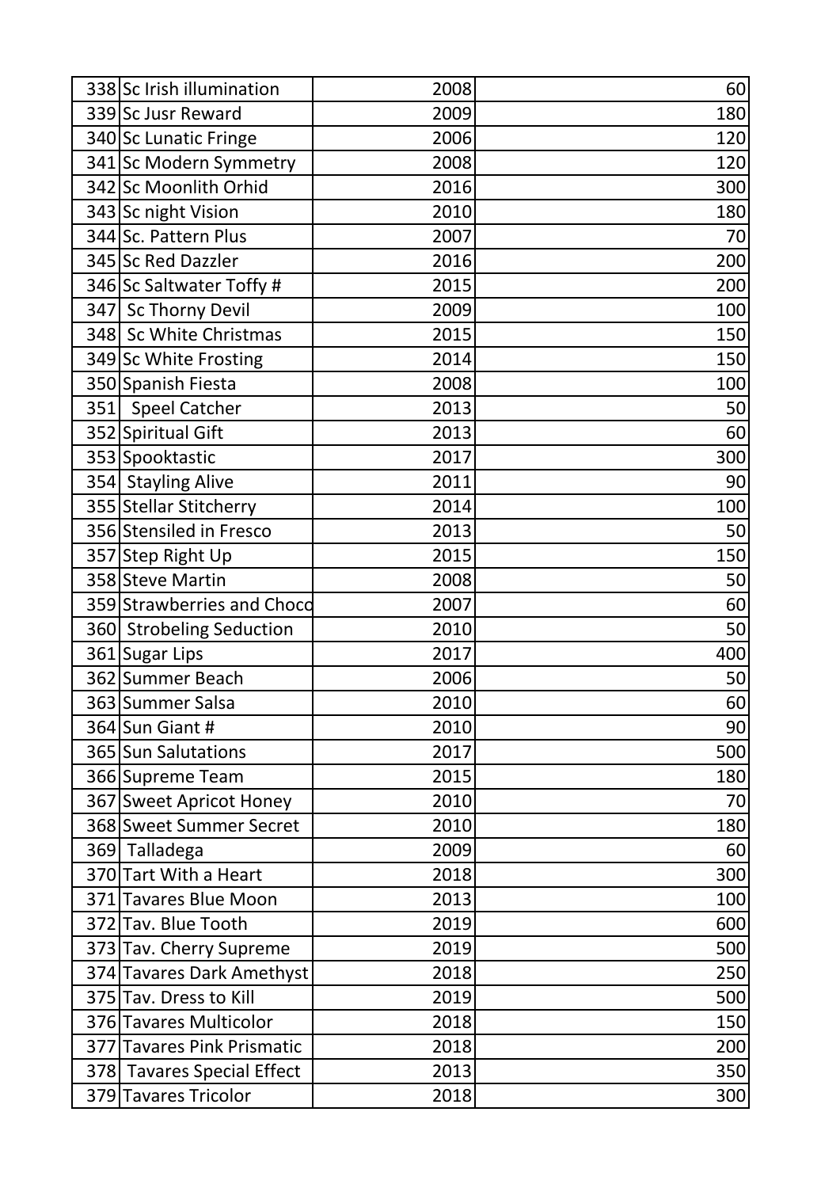| | | | |
|---|---|---|---|
| 338 | Sc Irish illumination | 2008 | 60 |
| 339 | Sc Jusr Reward | 2009 | 180 |
| 340 | Sc Lunatic Fringe | 2006 | 120 |
| 341 | Sc Modern Symmetry | 2008 | 120 |
| 342 | Sc Moonlith Orhid | 2016 | 300 |
| 343 | Sc night Vision | 2010 | 180 |
| 344 | Sc. Pattern Plus | 2007 | 70 |
| 345 | Sc Red Dazzler | 2016 | 200 |
| 346 | Sc Saltwater Toffy # | 2015 | 200 |
| 347 | Sc Thorny Devil | 2009 | 100 |
| 348 | Sc White Christmas | 2015 | 150 |
| 349 | Sc White Frosting | 2014 | 150 |
| 350 | Spanish Fiesta | 2008 | 100 |
| 351 | Speel Catcher | 2013 | 50 |
| 352 | Spiritual Gift | 2013 | 60 |
| 353 | Spooktastic | 2017 | 300 |
| 354 | Stayling Alive | 2011 | 90 |
| 355 | Stellar Stitcherry | 2014 | 100 |
| 356 | Stensiled in Fresco | 2013 | 50 |
| 357 | Step Right Up | 2015 | 150 |
| 358 | Steve Martin | 2008 | 50 |
| 359 | Strawberries and Choco | 2007 | 60 |
| 360 | Strobeling Seduction | 2010 | 50 |
| 361 | Sugar Lips | 2017 | 400 |
| 362 | Summer Beach | 2006 | 50 |
| 363 | Summer Salsa | 2010 | 60 |
| 364 | Sun Giant # | 2010 | 90 |
| 365 | Sun Salutations | 2017 | 500 |
| 366 | Supreme Team | 2015 | 180 |
| 367 | Sweet Apricot Honey | 2010 | 70 |
| 368 | Sweet Summer Secret | 2010 | 180 |
| 369 | Talladega | 2009 | 60 |
| 370 | Tart With a Heart | 2018 | 300 |
| 371 | Tavares Blue Moon | 2013 | 100 |
| 372 | Tav. Blue Tooth | 2019 | 600 |
| 373 | Tav. Cherry Supreme | 2019 | 500 |
| 374 | Tavares Dark Amethyst | 2018 | 250 |
| 375 | Tav. Dress to Kill | 2019 | 500 |
| 376 | Tavares Multicolor | 2018 | 150 |
| 377 | Tavares Pink Prismatic | 2018 | 200 |
| 378 | Tavares Special Effect | 2013 | 350 |
| 379 | Tavares Tricolor | 2018 | 300 |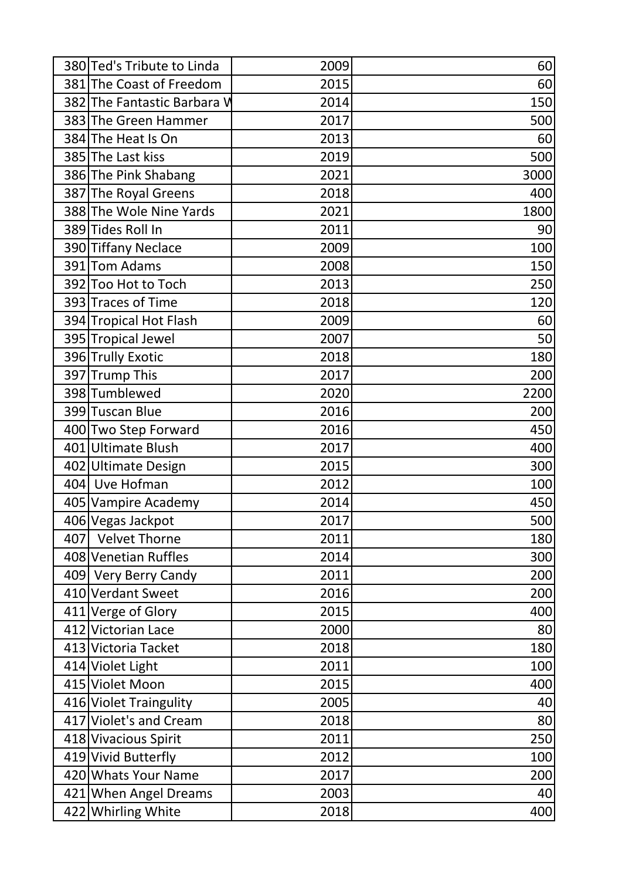| 380 | Ted's Tribute to Linda | 2009 | 60 |
|---|---|---|---|
| 381 | The Coast of Freedom | 2015 | 60 |
| 382 | The Fantastic Barbara W | 2014 | 150 |
| 383 | The Green Hammer | 2017 | 500 |
| 384 | The Heat Is On | 2013 | 60 |
| 385 | The Last kiss | 2019 | 500 |
| 386 | The Pink Shabang | 2021 | 3000 |
| 387 | The Royal Greens | 2018 | 400 |
| 388 | The Wole Nine Yards | 2021 | 1800 |
| 389 | Tides Roll In | 2011 | 90 |
| 390 | Tiffany Neclace | 2009 | 100 |
| 391 | Tom Adams | 2008 | 150 |
| 392 | Too Hot to Toch | 2013 | 250 |
| 393 | Traces of Time | 2018 | 120 |
| 394 | Tropical Hot Flash | 2009 | 60 |
| 395 | Tropical Jewel | 2007 | 50 |
| 396 | Trully Exotic | 2018 | 180 |
| 397 | Trump This | 2017 | 200 |
| 398 | Tumblewed | 2020 | 2200 |
| 399 | Tuscan Blue | 2016 | 200 |
| 400 | Two Step Forward | 2016 | 450 |
| 401 | Ultimate Blush | 2017 | 400 |
| 402 | Ultimate Design | 2015 | 300 |
| 404 | Uve Hofman | 2012 | 100 |
| 405 | Vampire Academy | 2014 | 450 |
| 406 | Vegas Jackpot | 2017 | 500 |
| 407 | Velvet Thorne | 2011 | 180 |
| 408 | Venetian Ruffles | 2014 | 300 |
| 409 | Very Berry Candy | 2011 | 200 |
| 410 | Verdant Sweet | 2016 | 200 |
| 411 | Verge of Glory | 2015 | 400 |
| 412 | Victorian Lace | 2000 | 80 |
| 413 | Victoria Tacket | 2018 | 180 |
| 414 | Violet Light | 2011 | 100 |
| 415 | Violet Moon | 2015 | 400 |
| 416 | Violet Traingulity | 2005 | 40 |
| 417 | Violet's and Cream | 2018 | 80 |
| 418 | Vivacious Spirit | 2011 | 250 |
| 419 | Vivid Butterfly | 2012 | 100 |
| 420 | Whats Your Name | 2017 | 200 |
| 421 | When Angel Dreams | 2003 | 40 |
| 422 | Whirling White | 2018 | 400 |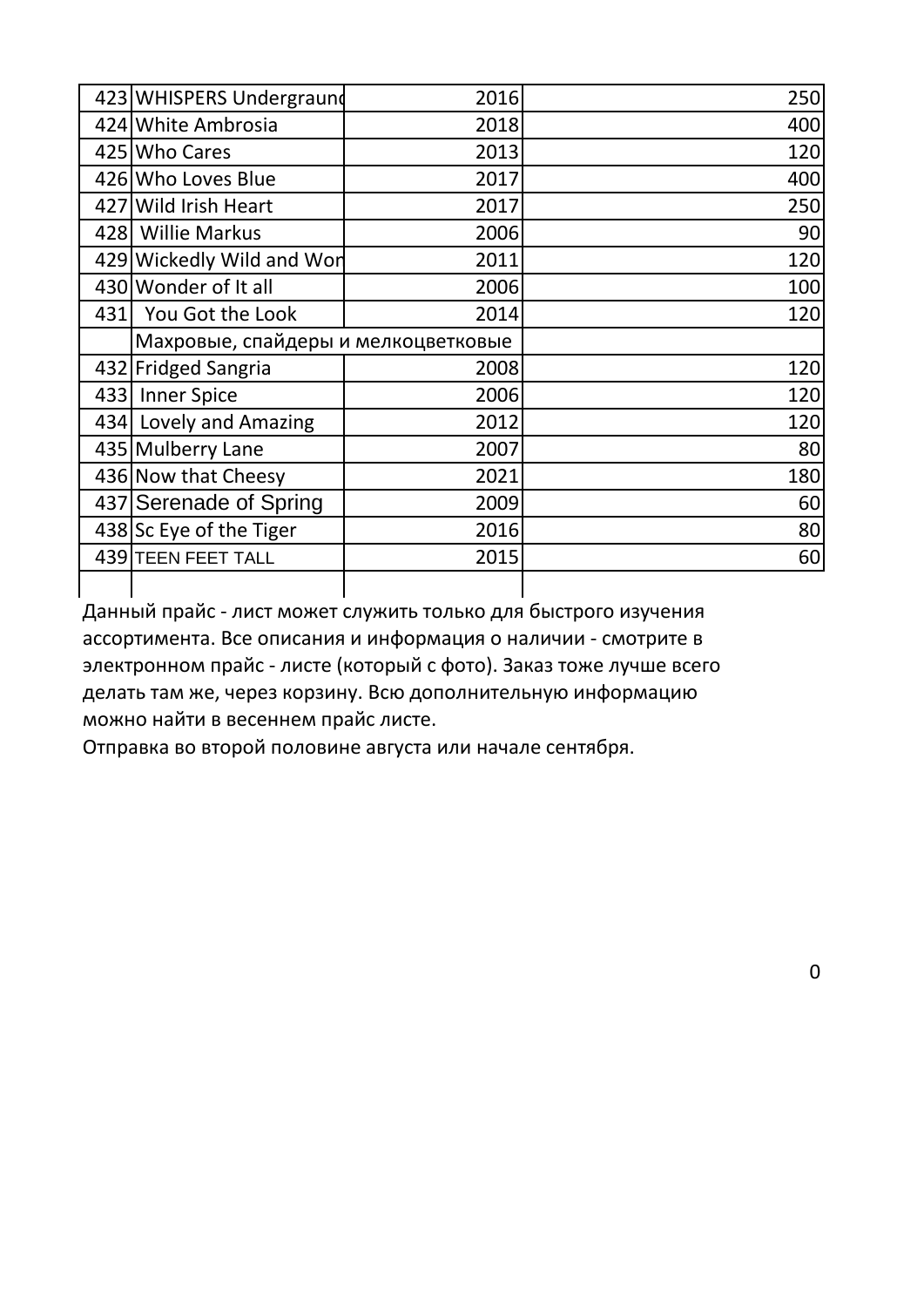| | | | |
|---|---|---|---|
| 423 | WHISPERS Undergraund | 2016 | 250 |
| 424 | White Ambrosia | 2018 | 400 |
| 425 | Who Cares | 2013 | 120 |
| 426 | Who Loves Blue | 2017 | 400 |
| 427 | Wild Irish Heart | 2017 | 250 |
| 428 | Willie Markus | 2006 | 90 |
| 429 | Wickedly Wild and Won | 2011 | 120 |
| 430 | Wonder of It all | 2006 | 100 |
| 431 | You Got the Look | 2014 | 120 |
| | Махровые, спайдеры и мелкоцветковые | | |
| 432 | Fridged Sangria | 2008 | 120 |
| 433 | Inner Spice | 2006 | 120 |
| 434 | Lovely and Amazing | 2012 | 120 |
| 435 | Mulberry Lane | 2007 | 80 |
| 436 | Now that Cheesy | 2021 | 180 |
| 437 | Serenade of Spring | 2009 | 60 |
| 438 | Sc Eye of the Tiger | 2016 | 80 |
| 439 | TEEN FEET TALL | 2015 | 60 |
| | | | |

Данный прайс - лист может служить только для быстрого изучения ассортимента. Все описания и информация о наличии - смотрите в электронном прайс - листе (который с фото). Заказ тоже лучше всего делать там же, через корзину. Всю дополнительную информацию можно найти в весеннем прайс листе.

Отправка во второй половине августа или начале сентября.

0